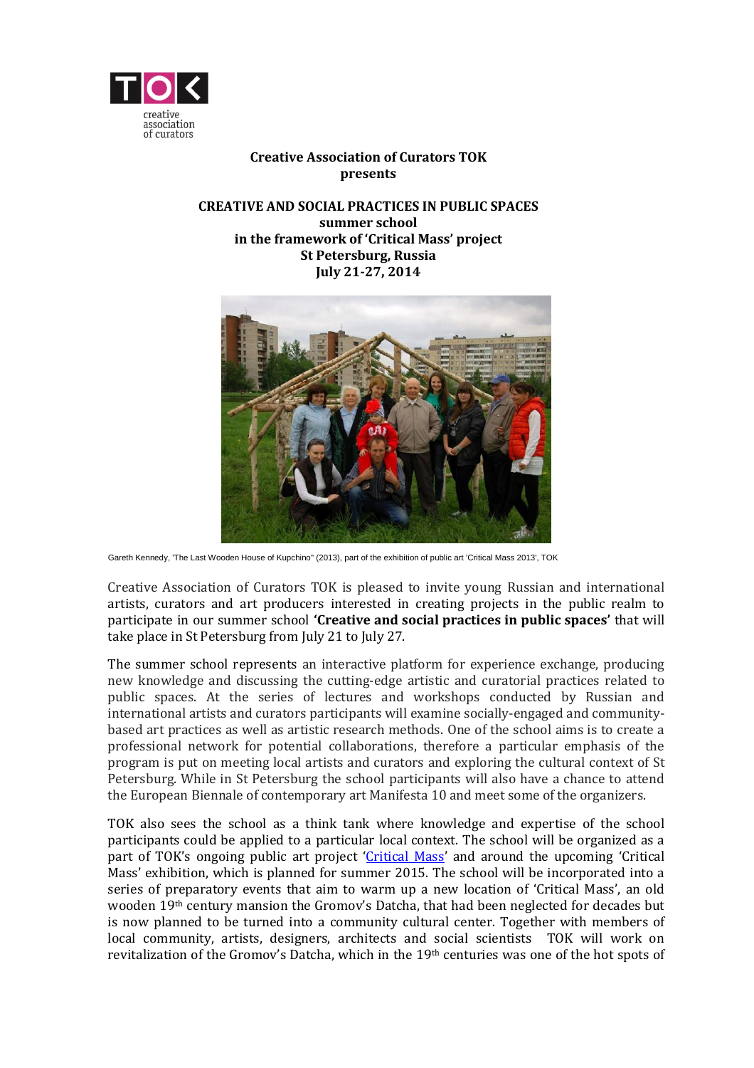TOK
creative association of curators

**Creative Association of Curators TOK**
**presents**

**CREATIVE AND SOCIAL PRACTICES IN PUBLIC SPACES**
**summer school**
**in the framework of 'Critical Mass' project**
**St Petersburg, Russia**
**July 21-27, 2014**

Gareth Kennedy, 'The Last Wooden House of Kupchino" (2013), part of the exhibition of public art 'Critical Mass 2013', TOK

Creative Association of Curators TOK is pleased to invite young Russian and international artists, curators and art producers interested in creating projects in the public realm to participate in our summer school **'Creative and social practices in public spaces'** that will take place in St Petersburg from July 21 to July 27.

The summer school represents an interactive platform for experience exchange, producing new knowledge and discussing the cutting-edge artistic and curatorial practices related to public spaces. At the series of lectures and workshops conducted by Russian and international artists and curators participants will examine socially-engaged and community-based art practices as well as artistic research methods. One of the school aims is to create a professional network for potential collaborations, therefore a particular emphasis of the program is put on meeting local artists and curators and exploring the cultural context of St Petersburg. While in St Petersburg the school participants will also have a chance to attend the European Biennale of contemporary art Manifesta 10 and meet some of the organizers.

TOK also sees the school as a think tank where knowledge and expertise of the school participants could be applied to a particular local context. The school will be organized as a part of TOK's ongoing public art project 'Critical Mass' and around the upcoming 'Critical Mass' exhibition, which is planned for summer 2015. The school will be incorporated into a series of preparatory events that aim to warm up a new location of 'Critical Mass', an old wooden 19th century mansion the Gromov's Datcha, that had been neglected for decades but is now planned to be turned into a community cultural center. Together with members of local community, artists, designers, architects and social scientists TOK will work on revitalization of the Gromov's Datcha, which in the 19th centuries was one of the hot spots of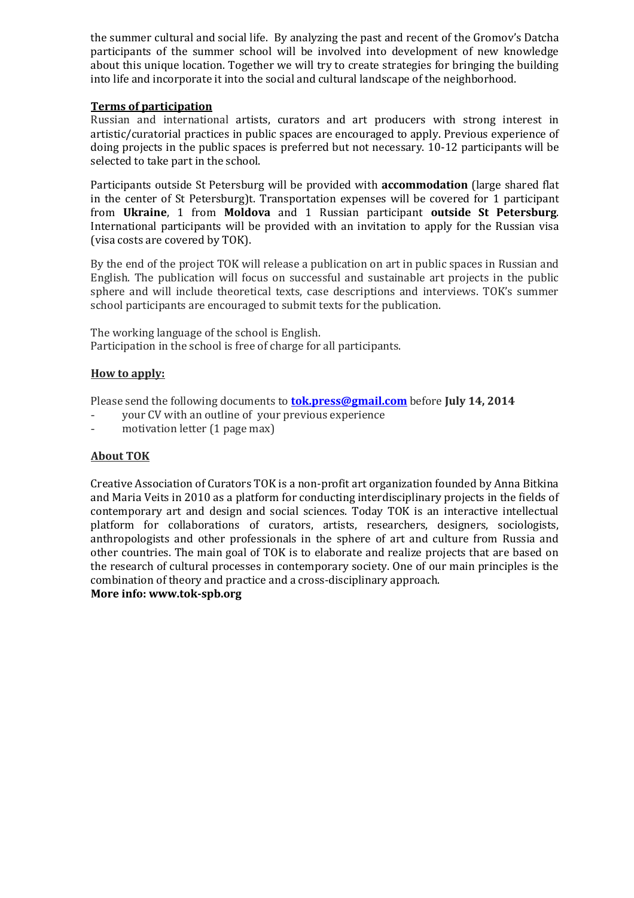the summer cultural and social life. By analyzing the past and recent of the Gromov's Datcha participants of the summer school will be involved into development of new knowledge about this unique location. Together we will try to create strategies for bringing the building into life and incorporate it into the social and cultural landscape of the neighborhood.

**Terms of participation**

Russian and international artists, curators and art producers with strong interest in artistic/curatorial practices in public spaces are encouraged to apply. Previous experience of doing projects in the public spaces is preferred but not necessary. 10-12 participants will be selected to take part in the school.

Participants outside St Petersburg will be provided with **accommodation** (large shared flat in the center of St Petersburg)t. Transportation expenses will be covered for 1 participant from **Ukraine**, 1 from **Moldova** and 1 Russian participant **outside St Petersburg**. International participants will be provided with an invitation to apply for the Russian visa (visa costs are covered by TOK).

By the end of the project TOK will release a publication on art in public spaces in Russian and English. The publication will focus on successful and sustainable art projects in the public sphere and will include theoretical texts, case descriptions and interviews. TOK's summer school participants are encouraged to submit texts for the publication.

The working language of the school is English.
Participation in the school is free of charge for all participants.

**How to apply:**

Please send the following documents to **tok.press@gmail.com** before **July 14, 2014**

- your CV with an outline of your previous experience
- motivation letter (1 page max)

**About TOK**

Creative Association of Curators TOK is a non-profit art organization founded by Anna Bitkina and Maria Veits in 2010 as a platform for conducting interdisciplinary projects in the fields of contemporary art and design and social sciences. Today TOK is an interactive intellectual platform for collaborations of curators, artists, researchers, designers, sociologists, anthropologists and other professionals in the sphere of art and culture from Russia and other countries. The main goal of TOK is to elaborate and realize projects that are based on the research of cultural processes in contemporary society. One of our main principles is the combination of theory and practice and a cross-disciplinary approach.
**More info: www.tok-spb.org**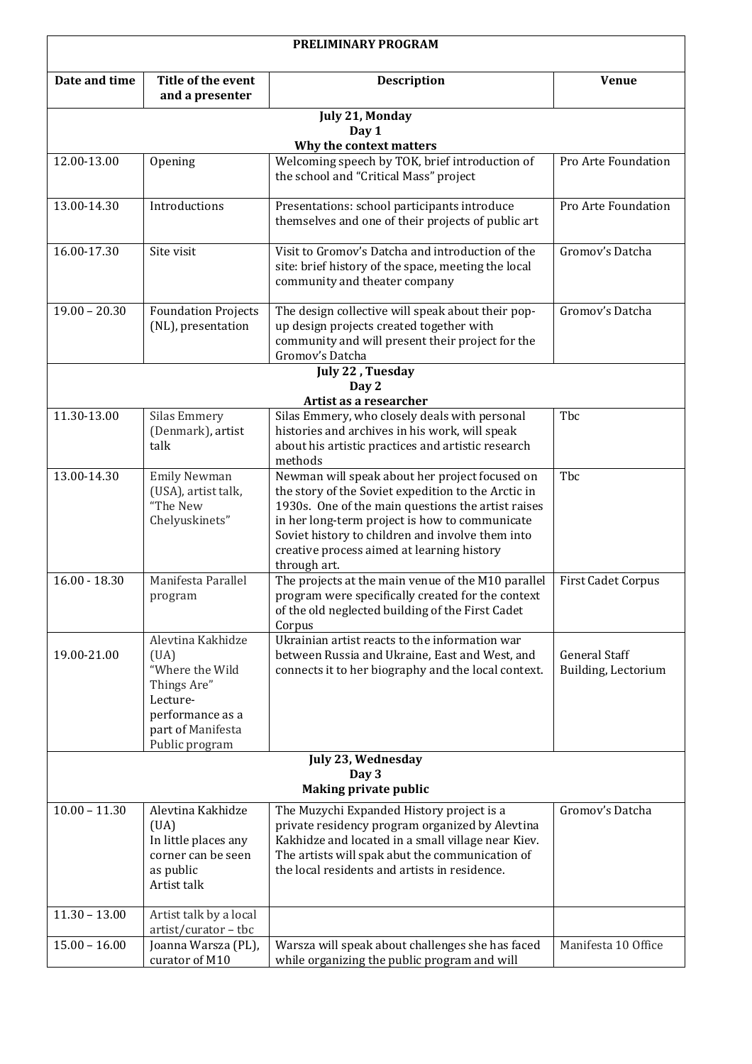| PRELIMINARY PROGRAM | | | |
|---|---|---|---|
| **Date and time** | **Title of the event and a presenter** | **Description** | **Venue** |
| **July 21, Monday<br>Day 1<br>Why the context matters** | | | |
| 12.00-13.00 | Opening | Welcoming speech by TOK, brief introduction of the school and "Critical Mass" project | Pro Arte Foundation |
| 13.00-14.30 | Introductions | Presentations: school participants introduce themselves and one of their projects of public art | Pro Arte Foundation |
| 16.00-17.30 | Site visit | Visit to Gromov's Datcha and introduction of the site: brief history of the space, meeting the local community and theater company | Gromov's Datcha |
| 19.00 – 20.30 | Foundation Projects (NL), presentation | The design collective will speak about their pop-up design projects created together with community and will present their project for the Gromov's Datcha | Gromov's Datcha |
| **July 22 , Tuesday<br>Day 2<br>Artist as a researcher** | | | |
| 11.30-13.00 | Silas Emmery (Denmark), artist talk | Silas Emmery, who closely deals with personal histories and archives in his work, will speak about his artistic practices and artistic research methods | Tbc |
| 13.00-14.30 | Emily Newman (USA), artist talk, "The New Chelyuskinets" | Newman will speak about her project focused on the story of the Soviet expedition to the Arctic in 1930s. One of the main questions the artist raises in her long-term project is how to communicate Soviet history to children and involve them into creative process aimed at learning history through art. | Tbc |
| 16.00 - 18.30 | Manifesta Parallel program | The projects at the main venue of the M10 parallel program were specifically created for the context of the old neglected building of the First Cadet Corpus | First Cadet Corpus |
| 19.00-21.00 | Alevtina Kakhidze (UA) "Where the Wild Things Are" Lecture-performance as a part of Manifesta Public program | Ukrainian artist reacts to the information war between Russia and Ukraine, East and West, and connects it to her biography and the local context. | General Staff Building, Lectorium |
| **July 23, Wednesday<br>Day 3<br>Making private public** | | | |
| 10.00 – 11.30 | Alevtina Kakhidze (UA) In little places any corner can be seen as public Artist talk | The Muzychi Expanded History project is a private residency program organized by Alevtina Kakhidze and located in a small village near Kiev. The artists will spak abut the communication of the local residents and artists in residence. | Gromov's Datcha |
| 11.30 – 13.00 | Artist talk by a local artist/curator – tbc | | |
| 15.00 – 16.00 | Joanna Warsza (PL), curator of M10 | Warsza will speak about challenges she has faced while organizing the public program and will | Manifesta 10 Office |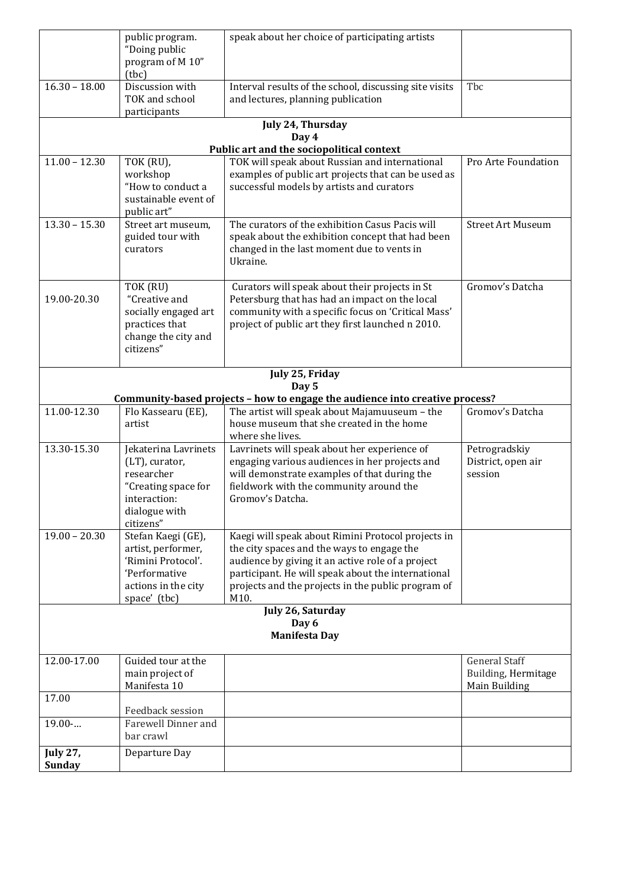| | | | |
|---|---|---|---|
| | public program. "Doing public program of M 10" (tbc) | speak about her choice of participating artists | |
| 16.30 – 18.00 | Discussion with TOK and school participants | Interval results of the school, discussing site visits and lectures, planning publication | Tbc |
| **July 24, Thursday**<br>**Day 4**<br>**Public art and the sociopolitical context** | | | |
| 11.00 – 12.30 | TOK (RU), workshop "How to conduct a sustainable event of public art" | TOK will speak about Russian and international examples of public art projects that can be used as successful models by artists and curators | Pro Arte Foundation |
| 13.30 – 15.30 | Street art museum, guided tour with curators | The curators of the exhibition Casus Pacis will speak about the exhibition concept that had been changed in the last moment due to vents in Ukraine. | Street Art Museum |
| 19.00-20.30 | TOK (RU) "Creative and socially engaged art practices that change the city and citizens" | Curators will speak about their projects in St Petersburg that has had an impact on the local community with a specific focus on 'Critical Mass' project of public art they first launched n 2010. | Gromov's Datcha |
| **July 25, Friday**<br>**Day 5**<br>**Community-based projects – how to engage the audience into creative process?** | | | |
| 11.00-12.30 | Flo Kasseaaru (EE), artist | The artist will speak about Majamuuseum – the house museum that she created in the home where she lives. | Gromov's Datcha |
| 13.30-15.30 | Jekaterina Lavrinets (LT), curator, researcher "Creating space for interaction: dialogue with citizens" | Lavrinets will speak about her experience of engaging various audiences in her projects and will demonstrate examples of that during the fieldwork with the community around the Gromov's Datcha. | Petrogradskiy District, open air session |
| 19.00 – 20.30 | Stefan Kaegi (GE), artist, performer, 'Rimini Protocol'. 'Performative actions in the city space' (tbc) | Kaegi will speak about Rimini Protocol projects in the city spaces and the ways to engage the audience by giving it an active role of a project participant. He will speak about the international projects and the projects in the public program of M10. | |
| **July 26, Saturday**<br>**Day 6**<br>**Manifesta Day** | | | |
| 12.00-17.00 | Guided tour at the main project of Manifesta 10 | | General Staff Building, Hermitage Main Building |
| 17.00 | Feedback session | | |
| 19.00-... | Farewell Dinner and bar crawl | | |
| **July 27, Sunday** | Departure Day | | |